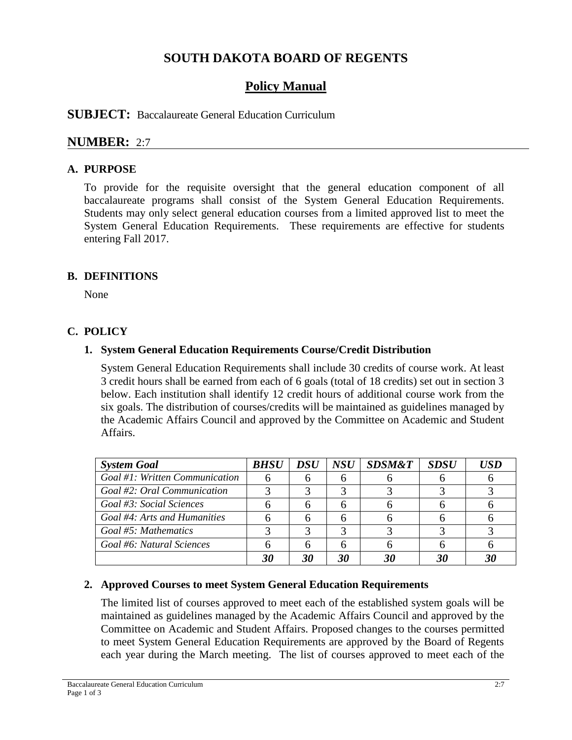# SOUTH DAKOTA BOARD OF REGENTS

## Policy Manual

**SUBJECT:** Baccalaureate General Education Curriculum

**NUMBER:** 2:7

### A. PURPOSE

To provide for the requisite oversight that the general education component of all baccalaureate programs shall consist of the System General Education Requirements. Students may only select general education courses from a limited approved list to meet the System General Education Requirements. These requirements are effective for students entering Fall 2017.

### B. DEFINITIONS

None

### C. POLICY

#### 1. System General Education Requirements Course/Credit Distribution

System General Education Requirements shall include 30 credits of course work. At least 3 credit hours shall be earned from each of 6 goals (total of 18 credits) set out in section 3 below. Each institution shall identify 12 credit hours of additional course work from the six goals. The distribution of courses/credits will be maintained as guidelines managed by the Academic Affairs Council and approved by the Committee on Academic and Student Affairs.

| *System Goal* | *BHSU* | *DSU* | *NSU* | *SDSM&T* | *SDSU* | *USD* |
|---|---|---|---|---|---|---|
| *Goal #1: Written Communication* | 6 | 6 | 6 | 6 | 6 | 6 |
| *Goal #2: Oral Communication* | 3 | 3 | 3 | 3 | 3 | 3 |
| *Goal #3: Social Sciences* | 6 | 6 | 6 | 6 | 6 | 6 |
| *Goal #4: Arts and Humanities* | 6 | 6 | 6 | 6 | 6 | 6 |
| *Goal #5: Mathematics* | 3 | 3 | 3 | 3 | 3 | 3 |
| *Goal #6: Natural Sciences* | 6 | 6 | 6 | 6 | 6 | 6 |
| | ***30*** | ***30*** | ***30*** | ***30*** | ***30*** | ***30*** |

#### 2. Approved Courses to meet System General Education Requirements

The limited list of courses approved to meet each of the established system goals will be maintained as guidelines managed by the Academic Affairs Council and approved by the Committee on Academic and Student Affairs. Proposed changes to the courses permitted to meet System General Education Requirements are approved by the Board of Regents each year during the March meeting. The list of courses approved to meet each of the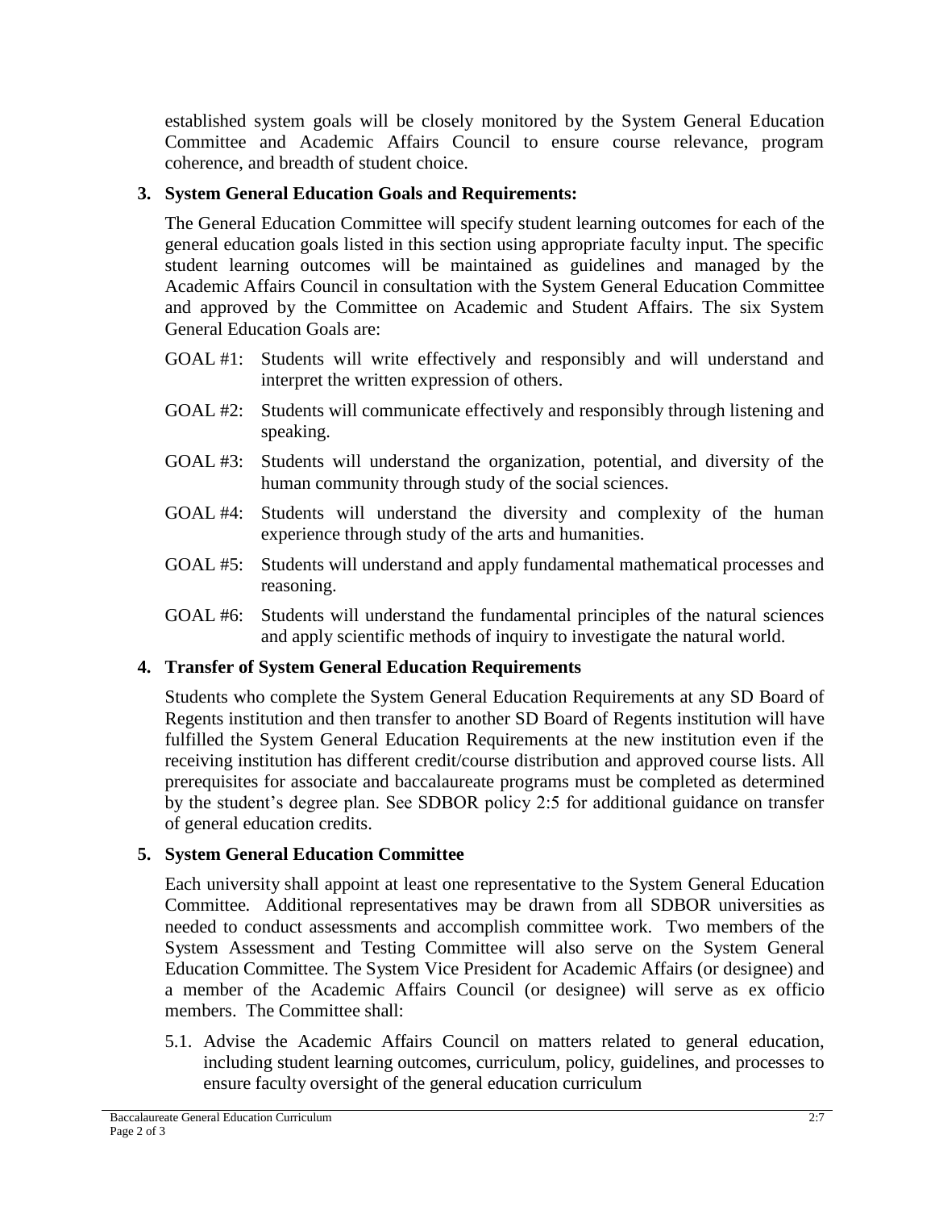established system goals will be closely monitored by the System General Education Committee and Academic Affairs Council to ensure course relevance, program coherence, and breadth of student choice.

**3. System General Education Goals and Requirements:**

The General Education Committee will specify student learning outcomes for each of the general education goals listed in this section using appropriate faculty input. The specific student learning outcomes will be maintained as guidelines and managed by the Academic Affairs Council in consultation with the System General Education Committee and approved by the Committee on Academic and Student Affairs. The six System General Education Goals are:

GOAL #1: Students will write effectively and responsibly and will understand and interpret the written expression of others.

GOAL #2: Students will communicate effectively and responsibly through listening and speaking.

GOAL #3: Students will understand the organization, potential, and diversity of the human community through study of the social sciences.

GOAL #4: Students will understand the diversity and complexity of the human experience through study of the arts and humanities.

GOAL #5: Students will understand and apply fundamental mathematical processes and reasoning.

GOAL #6: Students will understand the fundamental principles of the natural sciences and apply scientific methods of inquiry to investigate the natural world.

**4. Transfer of System General Education Requirements**

Students who complete the System General Education Requirements at any SD Board of Regents institution and then transfer to another SD Board of Regents institution will have fulfilled the System General Education Requirements at the new institution even if the receiving institution has different credit/course distribution and approved course lists. All prerequisites for associate and baccalaureate programs must be completed as determined by the student's degree plan. See SDBOR policy 2:5 for additional guidance on transfer of general education credits.

**5. System General Education Committee**

Each university shall appoint at least one representative to the System General Education Committee. Additional representatives may be drawn from all SDBOR universities as needed to conduct assessments and accomplish committee work. Two members of the System Assessment and Testing Committee will also serve on the System General Education Committee. The System Vice President for Academic Affairs (or designee) and a member of the Academic Affairs Council (or designee) will serve as ex officio members. The Committee shall:

5.1. Advise the Academic Affairs Council on matters related to general education, including student learning outcomes, curriculum, policy, guidelines, and processes to ensure faculty oversight of the general education curriculum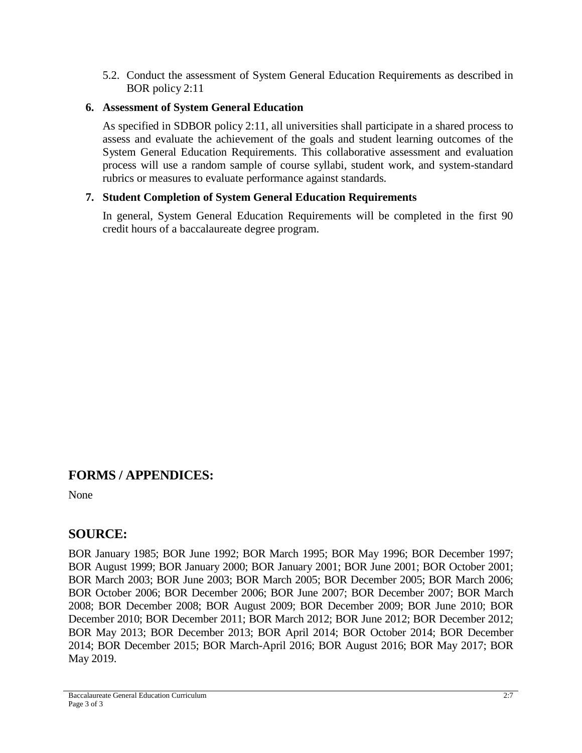5.2. Conduct the assessment of System General Education Requirements as described in BOR policy 2:11

**6. Assessment of System General Education**

As specified in SDBOR policy 2:11, all universities shall participate in a shared process to assess and evaluate the achievement of the goals and student learning outcomes of the System General Education Requirements. This collaborative assessment and evaluation process will use a random sample of course syllabi, student work, and system-standard rubrics or measures to evaluate performance against standards.

**7. Student Completion of System General Education Requirements**

In general, System General Education Requirements will be completed in the first 90 credit hours of a baccalaureate degree program.

## FORMS / APPENDICES:

None

## SOURCE:

BOR January 1985; BOR June 1992; BOR March 1995; BOR May 1996; BOR December 1997; BOR August 1999; BOR January 2000; BOR January 2001; BOR June 2001; BOR October 2001; BOR March 2003; BOR June 2003; BOR March 2005; BOR December 2005; BOR March 2006; BOR October 2006; BOR December 2006; BOR June 2007; BOR December 2007; BOR March 2008; BOR December 2008; BOR August 2009; BOR December 2009; BOR June 2010; BOR December 2010; BOR December 2011; BOR March 2012; BOR June 2012; BOR December 2012; BOR May 2013; BOR December 2013; BOR April 2014; BOR October 2014; BOR December 2014; BOR December 2015; BOR March-April 2016; BOR August 2016; BOR May 2017; BOR May 2019.